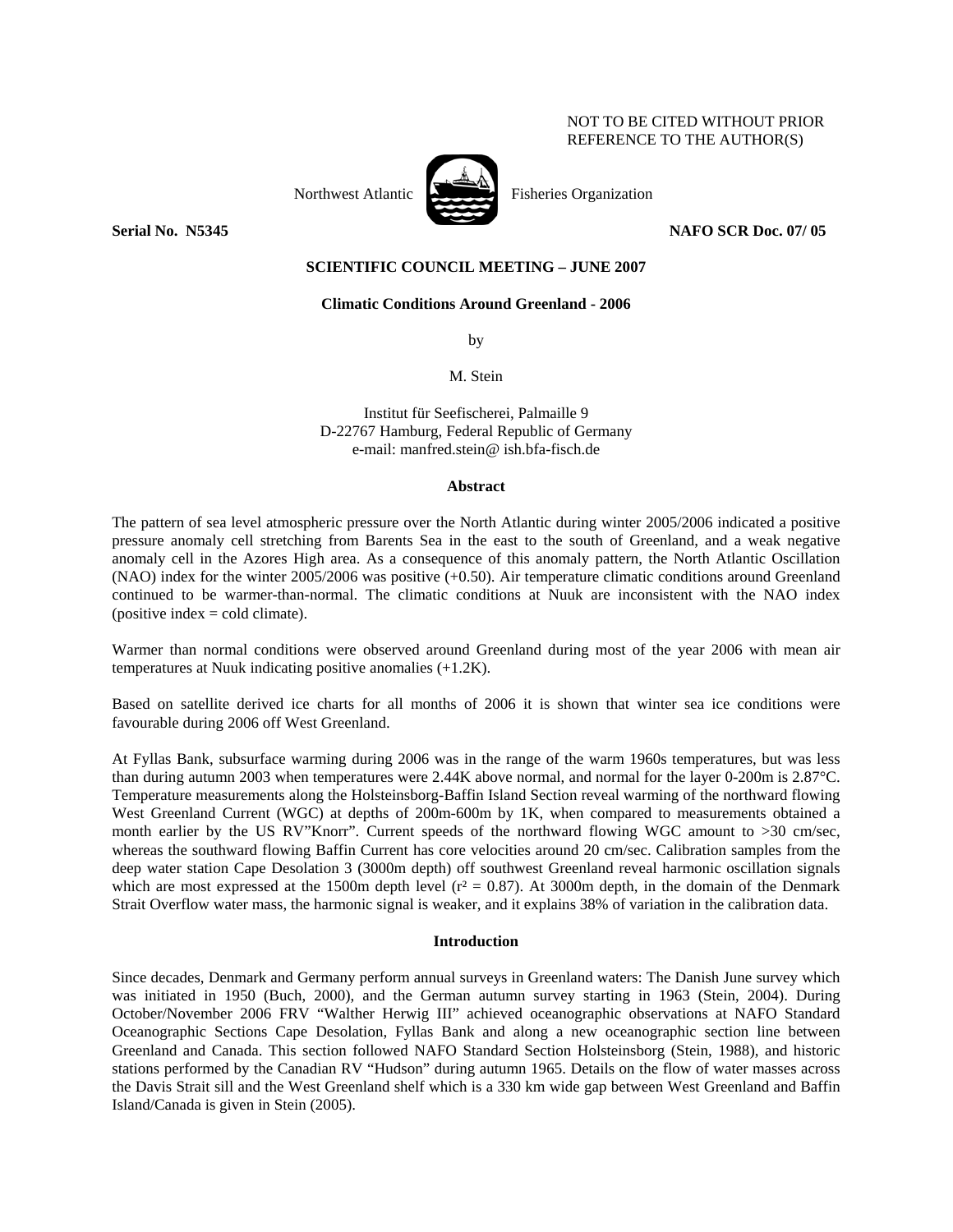NOT TO BE CITED WITHOUT PRIOR REFERENCE TO THE AUTHOR(S)

Northwest Atlantic Fisheries Organization

**Serial No. N5345** **NAFO SCR Doc. 07/ 05**

**SCIENTIFIC COUNCIL MEETING – JUNE 2007**

**Climatic Conditions Around Greenland - 2006**

by

M. Stein

Institut für Seefischerei, Palmaille 9
D-22767 Hamburg, Federal Republic of Germany
e-mail: manfred.stein@ ish.bfa-fisch.de

## Abstract

The pattern of sea level atmospheric pressure over the North Atlantic during winter 2005/2006 indicated a positive pressure anomaly cell stretching from Barents Sea in the east to the south of Greenland, and a weak negative anomaly cell in the Azores High area. As a consequence of this anomaly pattern, the North Atlantic Oscillation (NAO) index for the winter 2005/2006 was positive (+0.50). Air temperature climatic conditions around Greenland continued to be warmer-than-normal. The climatic conditions at Nuuk are inconsistent with the NAO index (positive index = cold climate).

Warmer than normal conditions were observed around Greenland during most of the year 2006 with mean air temperatures at Nuuk indicating positive anomalies (+1.2K).

Based on satellite derived ice charts for all months of 2006 it is shown that winter sea ice conditions were favourable during 2006 off West Greenland.

At Fyllas Bank, subsurface warming during 2006 was in the range of the warm 1960s temperatures, but was less than during autumn 2003 when temperatures were 2.44K above normal, and normal for the layer 0-200m is 2.87°C. Temperature measurements along the Holsteinsborg-Baffin Island Section reveal warming of the northward flowing West Greenland Current (WGC) at depths of 200m-600m by 1K, when compared to measurements obtained a month earlier by the US RV"Knorr". Current speeds of the northward flowing WGC amount to >30 cm/sec, whereas the southward flowing Baffin Current has core velocities around 20 cm/sec. Calibration samples from the deep water station Cape Desolation 3 (3000m depth) off southwest Greenland reveal harmonic oscillation signals which are most expressed at the 1500m depth level ($r^2 = 0.87$). At 3000m depth, in the domain of the Denmark Strait Overflow water mass, the harmonic signal is weaker, and it explains 38% of variation in the calibration data.

## Introduction

Since decades, Denmark and Germany perform annual surveys in Greenland waters: The Danish June survey which was initiated in 1950 (Buch, 2000), and the German autumn survey starting in 1963 (Stein, 2004). During October/November 2006 FRV "Walther Herwig III" achieved oceanographic observations at NAFO Standard Oceanographic Sections Cape Desolation, Fyllas Bank and along a new oceanographic section line between Greenland and Canada. This section followed NAFO Standard Section Holsteinsborg (Stein, 1988), and historic stations performed by the Canadian RV "Hudson" during autumn 1965. Details on the flow of water masses across the Davis Strait sill and the West Greenland shelf which is a 330 km wide gap between West Greenland and Baffin Island/Canada is given in Stein (2005).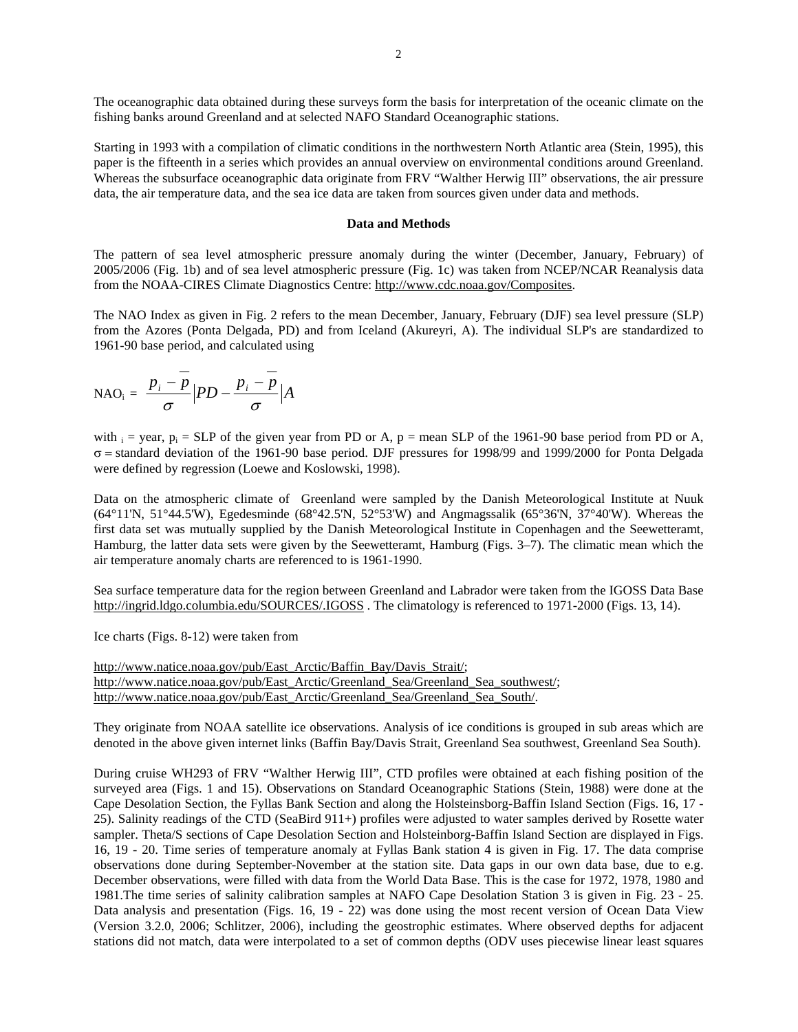The oceanographic data obtained during these surveys form the basis for interpretation of the oceanic climate on the fishing banks around Greenland and at selected NAFO Standard Oceanographic stations.

Starting in 1993 with a compilation of climatic conditions in the northwestern North Atlantic area (Stein, 1995), this paper is the fifteenth in a series which provides an annual overview on environmental conditions around Greenland. Whereas the subsurface oceanographic data originate from FRV "Walther Herwig III" observations, the air pressure data, the air temperature data, and the sea ice data are taken from sources given under data and methods.

## Data and Methods

The pattern of sea level atmospheric pressure anomaly during the winter (December, January, February) of 2005/2006 (Fig. 1b) and of sea level atmospheric pressure (Fig. 1c) was taken from NCEP/NCAR Reanalysis data from the NOAA-CIRES Climate Diagnostics Centre: http://www.cdc.noaa.gov/Composites.

The NAO Index as given in Fig. 2 refers to the mean December, January, February (DJF) sea level pressure (SLP) from the Azores (Ponta Delgada, PD) and from Iceland (Akureyri, A). The individual SLP's are standardized to 1961-90 base period, and calculated using

$$\mathrm{NAO_i} = \frac{p_i - \overline{p}}{\sigma}\Big|PD - \frac{p_i - \overline{p}}{\sigma}\Big|A$$

with $_i$ = year, $p_i$ = SLP of the given year from PD or A, p = mean SLP of the 1961-90 base period from PD or A, $\sigma$ = standard deviation of the 1961-90 base period. DJF pressures for 1998/99 and 1999/2000 for Ponta Delgada were defined by regression (Loewe and Koslowski, 1998).

Data on the atmospheric climate of Greenland were sampled by the Danish Meteorological Institute at Nuuk (64°11'N, 51°44.5'W), Egedesminde (68°42.5'N, 52°53'W) and Angmagssalik (65°36'N, 37°40'W). Whereas the first data set was mutually supplied by the Danish Meteorological Institute in Copenhagen and the Seewetteramt, Hamburg, the latter data sets were given by the Seewetteramt, Hamburg (Figs. 3–7). The climatic mean which the air temperature anomaly charts are referenced to is 1961-1990.

Sea surface temperature data for the region between Greenland and Labrador were taken from the IGOSS Data Base http://ingrid.ldgo.columbia.edu/SOURCES/.IGOSS . The climatology is referenced to 1971-2000 (Figs. 13, 14).

Ice charts (Figs. 8-12) were taken from

http://www.natice.noaa.gov/pub/East_Arctic/Baffin_Bay/Davis_Strait/;
http://www.natice.noaa.gov/pub/East_Arctic/Greenland_Sea/Greenland_Sea_southwest/;
http://www.natice.noaa.gov/pub/East_Arctic/Greenland_Sea/Greenland_Sea_South/.

They originate from NOAA satellite ice observations. Analysis of ice conditions is grouped in sub areas which are denoted in the above given internet links (Baffin Bay/Davis Strait, Greenland Sea southwest, Greenland Sea South).

During cruise WH293 of FRV "Walther Herwig III", CTD profiles were obtained at each fishing position of the surveyed area (Figs. 1 and 15). Observations on Standard Oceanographic Stations (Stein, 1988) were done at the Cape Desolation Section, the Fyllas Bank Section and along the Holsteinsborg-Baffin Island Section (Figs. 16, 17 - 25). Salinity readings of the CTD (SeaBird 911+) profiles were adjusted to water samples derived by Rosette water sampler. Theta/S sections of Cape Desolation Section and Holsteinborg-Baffin Island Section are displayed in Figs. 16, 19 - 20. Time series of temperature anomaly at Fyllas Bank station 4 is given in Fig. 17. The data comprise observations done during September-November at the station site. Data gaps in our own data base, due to e.g. December observations, were filled with data from the World Data Base. This is the case for 1972, 1978, 1980 and 1981.The time series of salinity calibration samples at NAFO Cape Desolation Station 3 is given in Fig. 23 - 25. Data analysis and presentation (Figs. 16, 19 - 22) was done using the most recent version of Ocean Data View (Version 3.2.0, 2006; Schlitzer, 2006), including the geostrophic estimates. Where observed depths for adjacent stations did not match, data were interpolated to a set of common depths (ODV uses piecewise linear least squares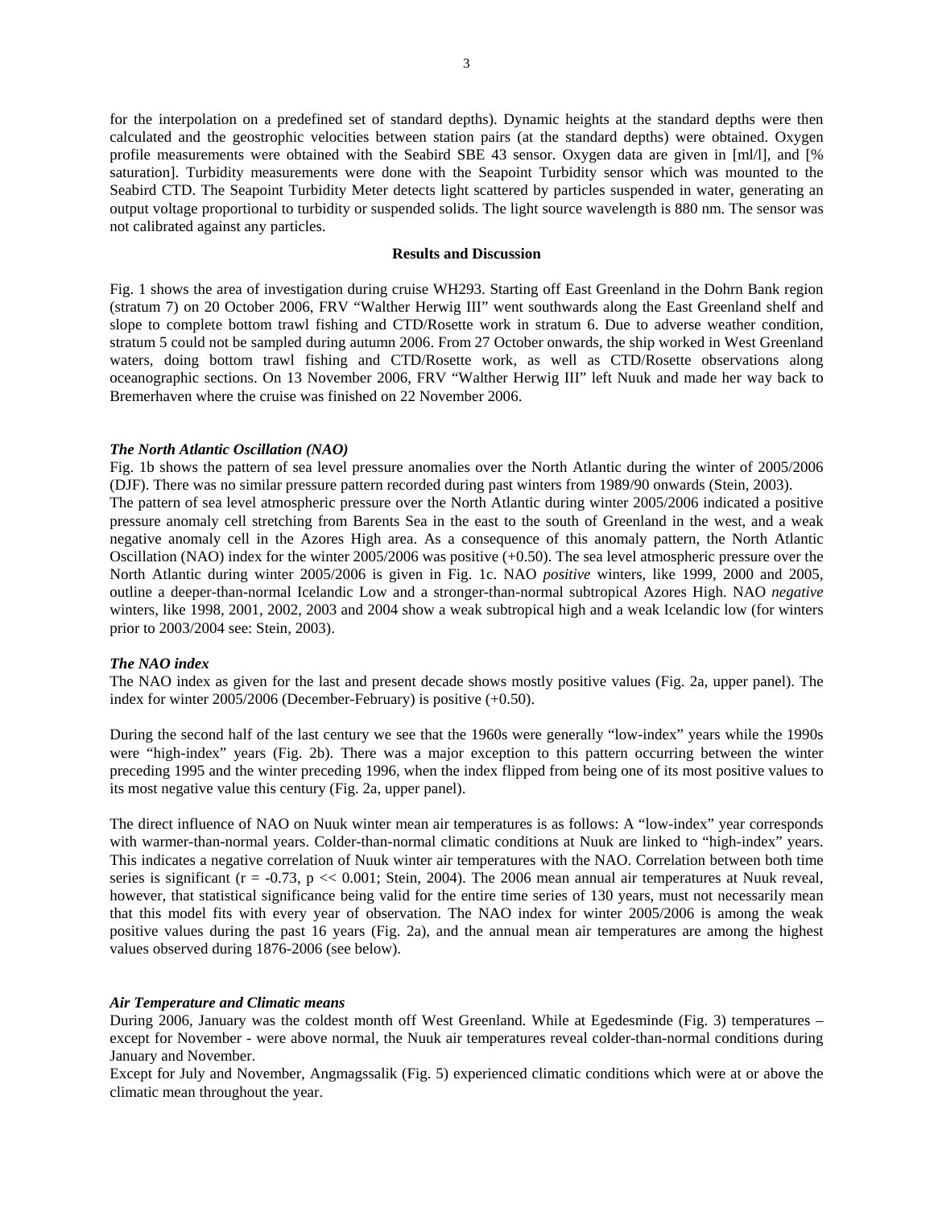for the interpolation on a predefined set of standard depths). Dynamic heights at the standard depths were then calculated and the geostrophic velocities between station pairs (at the standard depths) were obtained. Oxygen profile measurements were obtained with the Seabird SBE 43 sensor. Oxygen data are given in [ml/l], and [% saturation]. Turbidity measurements were done with the Seapoint Turbidity sensor which was mounted to the Seabird CTD. The Seapoint Turbidity Meter detects light scattered by particles suspended in water, generating an output voltage proportional to turbidity or suspended solids. The light source wavelength is 880 nm. The sensor was not calibrated against any particles.

## Results and Discussion

Fig. 1 shows the area of investigation during cruise WH293. Starting off East Greenland in the Dohrn Bank region (stratum 7) on 20 October 2006, FRV "Walther Herwig III" went southwards along the East Greenland shelf and slope to complete bottom trawl fishing and CTD/Rosette work in stratum 6. Due to adverse weather condition, stratum 5 could not be sampled during autumn 2006. From 27 October onwards, the ship worked in West Greenland waters, doing bottom trawl fishing and CTD/Rosette work, as well as CTD/Rosette observations along oceanographic sections. On 13 November 2006, FRV "Walther Herwig III" left Nuuk and made her way back to Bremerhaven where the cruise was finished on 22 November 2006.

### *The North Atlantic Oscillation (NAO)*

Fig. 1b shows the pattern of sea level pressure anomalies over the North Atlantic during the winter of 2005/2006 (DJF). There was no similar pressure pattern recorded during past winters from 1989/90 onwards (Stein, 2003).
The pattern of sea level atmospheric pressure over the North Atlantic during winter 2005/2006 indicated a positive pressure anomaly cell stretching from Barents Sea in the east to the south of Greenland in the west, and a weak negative anomaly cell in the Azores High area. As a consequence of this anomaly pattern, the North Atlantic Oscillation (NAO) index for the winter 2005/2006 was positive (+0.50). The sea level atmospheric pressure over the North Atlantic during winter 2005/2006 is given in Fig. 1c. NAO *positive* winters, like 1999, 2000 and 2005, outline a deeper-than-normal Icelandic Low and a stronger-than-normal subtropical Azores High. NAO *negative* winters, like 1998, 2001, 2002, 2003 and 2004 show a weak subtropical high and a weak Icelandic low (for winters prior to 2003/2004 see: Stein, 2003).

### *The NAO index*

The NAO index as given for the last and present decade shows mostly positive values (Fig. 2a, upper panel). The index for winter 2005/2006 (December-February) is positive (+0.50).

During the second half of the last century we see that the 1960s were generally "low-index" years while the 1990s were "high-index" years (Fig. 2b). There was a major exception to this pattern occurring between the winter preceding 1995 and the winter preceding 1996, when the index flipped from being one of its most positive values to its most negative value this century (Fig. 2a, upper panel).

The direct influence of NAO on Nuuk winter mean air temperatures is as follows: A "low-index" year corresponds with warmer-than-normal years. Colder-than-normal climatic conditions at Nuuk are linked to "high-index" years. This indicates a negative correlation of Nuuk winter air temperatures with the NAO. Correlation between both time series is significant ($r = -0.73$, $p \ll 0.001$; Stein, 2004). The 2006 mean annual air temperatures at Nuuk reveal, however, that statistical significance being valid for the entire time series of 130 years, must not necessarily mean that this model fits with every year of observation. The NAO index for winter 2005/2006 is among the weak positive values during the past 16 years (Fig. 2a), and the annual mean air temperatures are among the highest values observed during 1876-2006 (see below).

### *Air Temperature and Climatic means*

During 2006, January was the coldest month off West Greenland. While at Egedesminde (Fig. 3) temperatures – except for November - were above normal, the Nuuk air temperatures reveal colder-than-normal conditions during January and November.
Except for July and November, Angmagssalik (Fig. 5) experienced climatic conditions which were at or above the climatic mean throughout the year.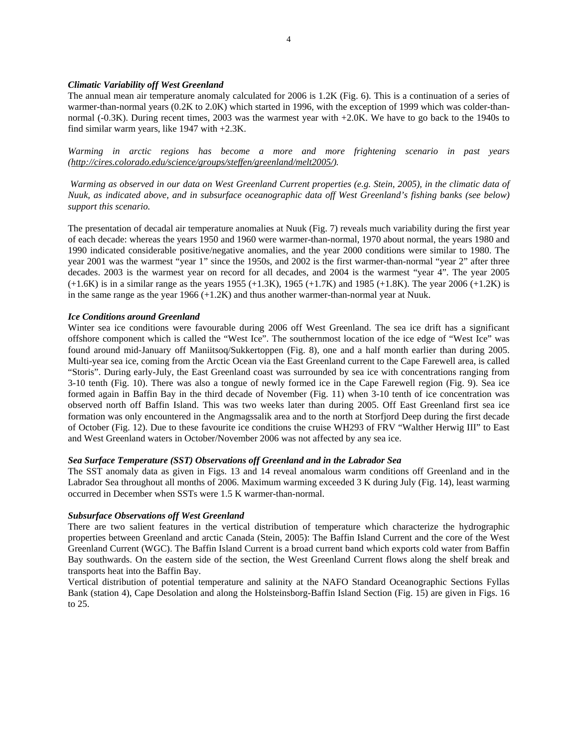### *Climatic Variability off West Greenland*

The annual mean air temperature anomaly calculated for 2006 is 1.2K (Fig. 6). This is a continuation of a series of warmer-than-normal years (0.2K to 2.0K) which started in 1996, with the exception of 1999 which was colder-than-normal (-0.3K). During recent times, 2003 was the warmest year with +2.0K. We have to go back to the 1940s to find similar warm years, like 1947 with +2.3K.

*Warming in arctic regions has become a more and more frightening scenario in past years (http://cires.colorado.edu/science/groups/steffen/greenland/melt2005/).*

*Warming as observed in our data on West Greenland Current properties (e.g. Stein, 2005), in the climatic data of Nuuk, as indicated above, and in subsurface oceanographic data off West Greenland's fishing banks (see below) support this scenario.*

The presentation of decadal air temperature anomalies at Nuuk (Fig. 7) reveals much variability during the first year of each decade: whereas the years 1950 and 1960 were warmer-than-normal, 1970 about normal, the years 1980 and 1990 indicated considerable positive/negative anomalies, and the year 2000 conditions were similar to 1980. The year 2001 was the warmest "year 1" since the 1950s, and 2002 is the first warmer-than-normal "year 2" after three decades. 2003 is the warmest year on record for all decades, and 2004 is the warmest "year 4". The year 2005 (+1.6K) is in a similar range as the years 1955 (+1.3K), 1965 (+1.7K) and 1985 (+1.8K). The year 2006 (+1.2K) is in the same range as the year 1966 (+1.2K) and thus another warmer-than-normal year at Nuuk.

### *Ice Conditions around Greenland*

Winter sea ice conditions were favourable during 2006 off West Greenland. The sea ice drift has a significant offshore component which is called the "West Ice". The southernmost location of the ice edge of "West Ice" was found around mid-January off Maniitsoq/Sukkertoppen (Fig. 8), one and a half month earlier than during 2005. Multi-year sea ice, coming from the Arctic Ocean via the East Greenland current to the Cape Farewell area, is called "Storis". During early-July, the East Greenland coast was surrounded by sea ice with concentrations ranging from 3-10 tenth (Fig. 10). There was also a tongue of newly formed ice in the Cape Farewell region (Fig. 9). Sea ice formed again in Baffin Bay in the third decade of November (Fig. 11) when 3-10 tenth of ice concentration was observed north off Baffin Island. This was two weeks later than during 2005. Off East Greenland first sea ice formation was only encountered in the Angmagssalik area and to the north at Storfjord Deep during the first decade of October (Fig. 12). Due to these favourite ice conditions the cruise WH293 of FRV "Walther Herwig III" to East and West Greenland waters in October/November 2006 was not affected by any sea ice.

### *Sea Surface Temperature (SST) Observations off Greenland and in the Labrador Sea*

The SST anomaly data as given in Figs. 13 and 14 reveal anomalous warm conditions off Greenland and in the Labrador Sea throughout all months of 2006. Maximum warming exceeded 3 K during July (Fig. 14), least warming occurred in December when SSTs were 1.5 K warmer-than-normal.

### *Subsurface Observations off West Greenland*

There are two salient features in the vertical distribution of temperature which characterize the hydrographic properties between Greenland and arctic Canada (Stein, 2005): The Baffin Island Current and the core of the West Greenland Current (WGC). The Baffin Island Current is a broad current band which exports cold water from Baffin Bay southwards. On the eastern side of the section, the West Greenland Current flows along the shelf break and transports heat into the Baffin Bay.

Vertical distribution of potential temperature and salinity at the NAFO Standard Oceanographic Sections Fyllas Bank (station 4), Cape Desolation and along the Holsteinsborg-Baffin Island Section (Fig. 15) are given in Figs. 16 to 25.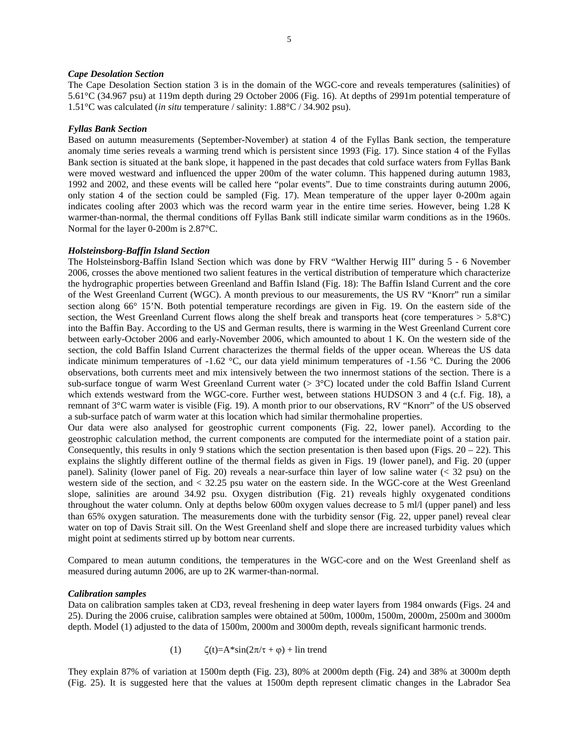***Cape Desolation Section***

The Cape Desolation Section station 3 is in the domain of the WGC-core and reveals temperatures (salinities) of 5.61°C (34.967 psu) at 119m depth during 29 October 2006 (Fig. 16). At depths of 2991m potential temperature of 1.51°C was calculated (*in situ* temperature / salinity: 1.88°C / 34.902 psu).

***Fyllas Bank Section***

Based on autumn measurements (September-November) at station 4 of the Fyllas Bank section, the temperature anomaly time series reveals a warming trend which is persistent since 1993 (Fig. 17). Since station 4 of the Fyllas Bank section is situated at the bank slope, it happened in the past decades that cold surface waters from Fyllas Bank were moved westward and influenced the upper 200m of the water column. This happened during autumn 1983, 1992 and 2002, and these events will be called here "polar events". Due to time constraints during autumn 2006, only station 4 of the section could be sampled (Fig. 17). Mean temperature of the upper layer 0-200m again indicates cooling after 2003 which was the record warm year in the entire time series. However, being 1.28 K warmer-than-normal, the thermal conditions off Fyllas Bank still indicate similar warm conditions as in the 1960s. Normal for the layer 0-200m is 2.87°C.

***Holsteinsborg-Baffin Island Section***

The Holsteinsborg-Baffin Island Section which was done by FRV "Walther Herwig III" during 5 - 6 November 2006, crosses the above mentioned two salient features in the vertical distribution of temperature which characterize the hydrographic properties between Greenland and Baffin Island (Fig. 18): The Baffin Island Current and the core of the West Greenland Current (WGC). A month previous to our measurements, the US RV "Knorr" run a similar section along 66° 15'N. Both potential temperature recordings are given in Fig. 19. On the eastern side of the section, the West Greenland Current flows along the shelf break and transports heat (core temperatures > 5.8°C) into the Baffin Bay. According to the US and German results, there is warming in the West Greenland Current core between early-October 2006 and early-November 2006, which amounted to about 1 K. On the western side of the section, the cold Baffin Island Current characterizes the thermal fields of the upper ocean. Whereas the US data indicate minimum temperatures of -1.62 °C, our data yield minimum temperatures of -1.56 °C. During the 2006 observations, both currents meet and mix intensively between the two innermost stations of the section. There is a sub-surface tongue of warm West Greenland Current water (> 3°C) located under the cold Baffin Island Current which extends westward from the WGC-core. Further west, between stations HUDSON 3 and 4 (c.f. Fig. 18), a remnant of 3°C warm water is visible (Fig. 19). A month prior to our observations, RV "Knorr" of the US observed a sub-surface patch of warm water at this location which had similar thermohaline properties.

Our data were also analysed for geostrophic current components (Fig. 22, lower panel). According to the geostrophic calculation method, the current components are computed for the intermediate point of a station pair. Consequently, this results in only 9 stations which the section presentation is then based upon (Figs. 20 – 22). This explains the slightly different outline of the thermal fields as given in Figs. 19 (lower panel), and Fig. 20 (upper panel). Salinity (lower panel of Fig. 20) reveals a near-surface thin layer of low saline water (< 32 psu) on the western side of the section, and < 32.25 psu water on the eastern side. In the WGC-core at the West Greenland slope, salinities are around 34.92 psu. Oxygen distribution (Fig. 21) reveals highly oxygenated conditions throughout the water column. Only at depths below 600m oxygen values decrease to 5 ml/l (upper panel) and less than 65% oxygen saturation. The measurements done with the turbidity sensor (Fig. 22, upper panel) reveal clear water on top of Davis Strait sill. On the West Greenland shelf and slope there are increased turbidity values which might point at sediments stirred up by bottom near currents.

Compared to mean autumn conditions, the temperatures in the WGC-core and on the West Greenland shelf as measured during autumn 2006, are up to 2K warmer-than-normal.

***Calibration samples***

Data on calibration samples taken at CD3, reveal freshening in deep water layers from 1984 onwards (Figs. 24 and 25). During the 2006 cruise, calibration samples were obtained at 500m, 1000m, 1500m, 2000m, 2500m and 3000m depth. Model (1) adjusted to the data of 1500m, 2000m and 3000m depth, reveals significant harmonic trends.

$$\text{(1)} \qquad \zeta(t)=A*\sin(2\pi/\tau + \varphi) + \text{lin trend}$$

They explain 87% of variation at 1500m depth (Fig. 23), 80% at 2000m depth (Fig. 24) and 38% at 3000m depth (Fig. 25). It is suggested here that the values at 1500m depth represent climatic changes in the Labrador Sea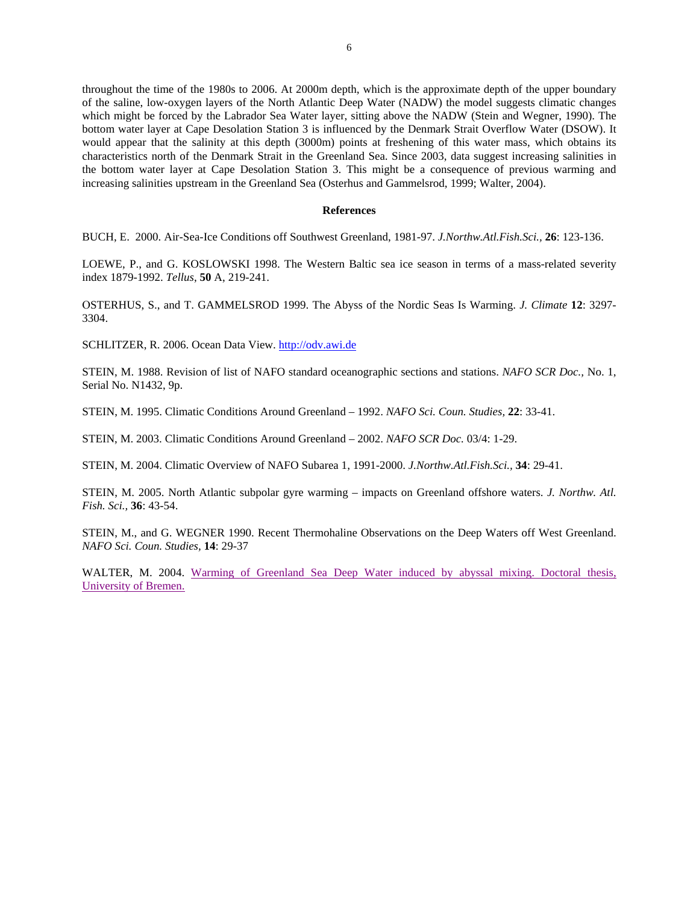throughout the time of the 1980s to 2006. At 2000m depth, which is the approximate depth of the upper boundary of the saline, low-oxygen layers of the North Atlantic Deep Water (NADW) the model suggests climatic changes which might be forced by the Labrador Sea Water layer, sitting above the NADW (Stein and Wegner, 1990). The bottom water layer at Cape Desolation Station 3 is influenced by the Denmark Strait Overflow Water (DSOW). It would appear that the salinity at this depth (3000m) points at freshening of this water mass, which obtains its characteristics north of the Denmark Strait in the Greenland Sea. Since 2003, data suggest increasing salinities in the bottom water layer at Cape Desolation Station 3. This might be a consequence of previous warming and increasing salinities upstream in the Greenland Sea (Osterhus and Gammelsrod, 1999; Walter, 2004).

## References

BUCH, E. 2000. Air-Sea-Ice Conditions off Southwest Greenland, 1981-97. *J.Northw.Atl.Fish.Sci.,* **26**: 123-136.

LOEWE, P., and G. KOSLOWSKI 1998. The Western Baltic sea ice season in terms of a mass-related severity index 1879-1992. *Tellus,* **50** A, 219-241.

OSTERHUS, S., and T. GAMMELSROD 1999. The Abyss of the Nordic Seas Is Warming. *J. Climate* **12**: 3297-3304.

SCHLITZER, R. 2006. Ocean Data View. http://odv.awi.de

STEIN, M. 1988. Revision of list of NAFO standard oceanographic sections and stations. *NAFO SCR Doc.,* No. 1, Serial No. N1432, 9p.

STEIN, M. 1995. Climatic Conditions Around Greenland – 1992. *NAFO Sci. Coun. Studies,* **22**: 33-41.

STEIN, M. 2003. Climatic Conditions Around Greenland – 2002. *NAFO SCR Doc.* 03/4: 1-29.

STEIN, M. 2004. Climatic Overview of NAFO Subarea 1, 1991-2000. *J.Northw.Atl.Fish.Sci.,* **34**: 29-41.

STEIN, M. 2005. North Atlantic subpolar gyre warming – impacts on Greenland offshore waters. *J. Northw. Atl. Fish. Sci.,* **36**: 43-54.

STEIN, M., and G. WEGNER 1990. Recent Thermohaline Observations on the Deep Waters off West Greenland. *NAFO Sci. Coun. Studies,* **14**: 29-37

WALTER, M. 2004. Warming of Greenland Sea Deep Water induced by abyssal mixing. Doctoral thesis, University of Bremen.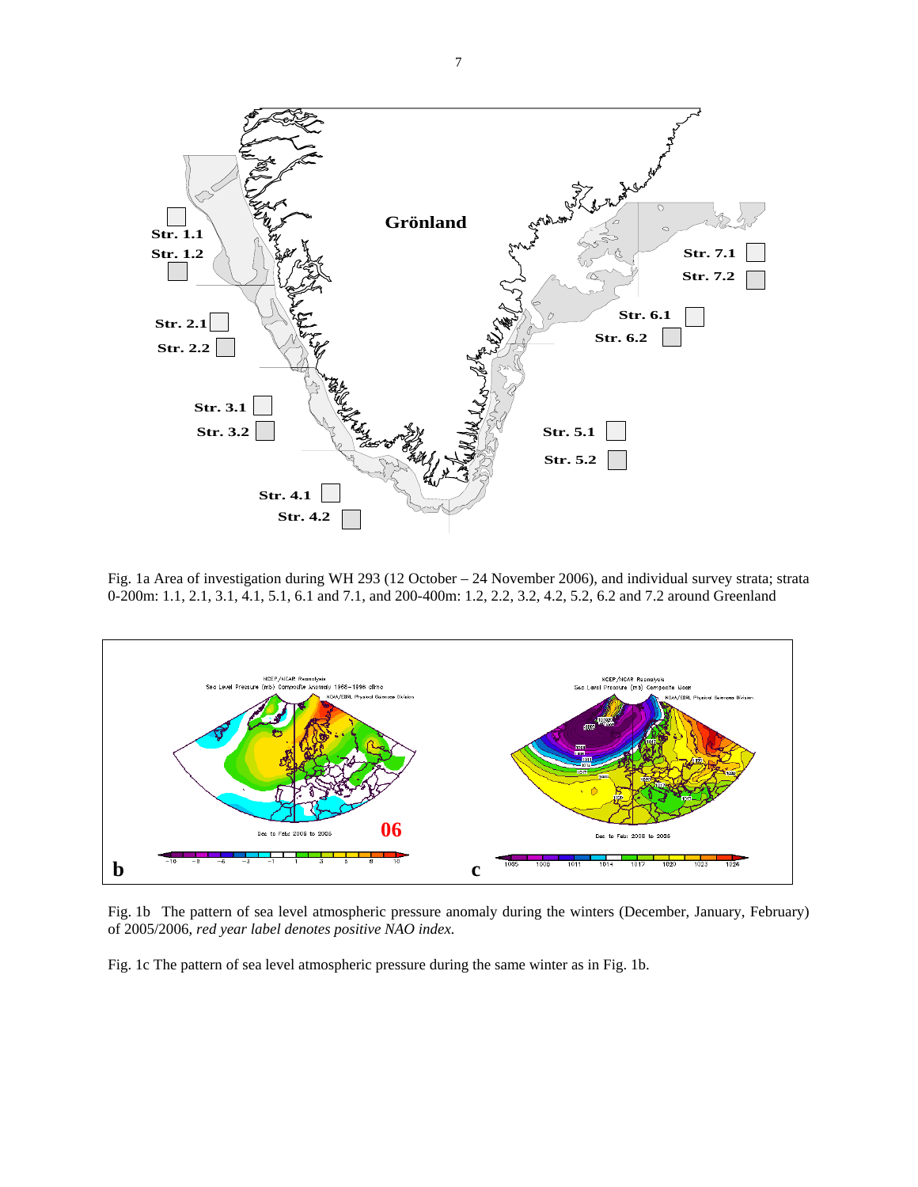Fig. 1a Area of investigation during WH 293 (12 October – 24 November 2006), and individual survey strata; strata 0-200m: 1.1, 2.1, 3.1, 4.1, 5.1, 6.1 and 7.1, and 200-400m: 1.2, 2.2, 3.2, 4.2, 5.2, 6.2 and 7.2 around Greenland

Fig. 1b The pattern of sea level atmospheric pressure anomaly during the winters (December, January, February) of 2005/2006, *red year label denotes positive NAO index.*

Fig. 1c The pattern of sea level atmospheric pressure during the same winter as in Fig. 1b.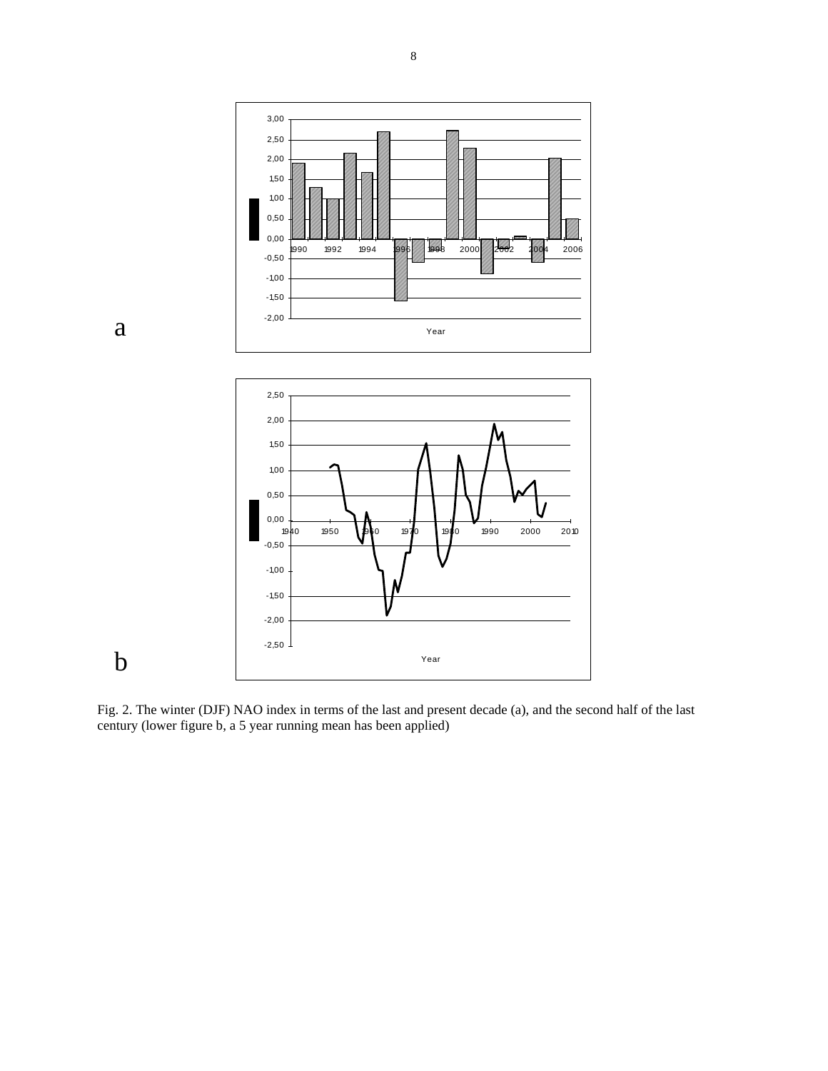a

b

Fig. 2. The winter (DJF) NAO index in terms of the last and present decade (a), and the second half of the last century (lower figure b, a 5 year running mean has been applied)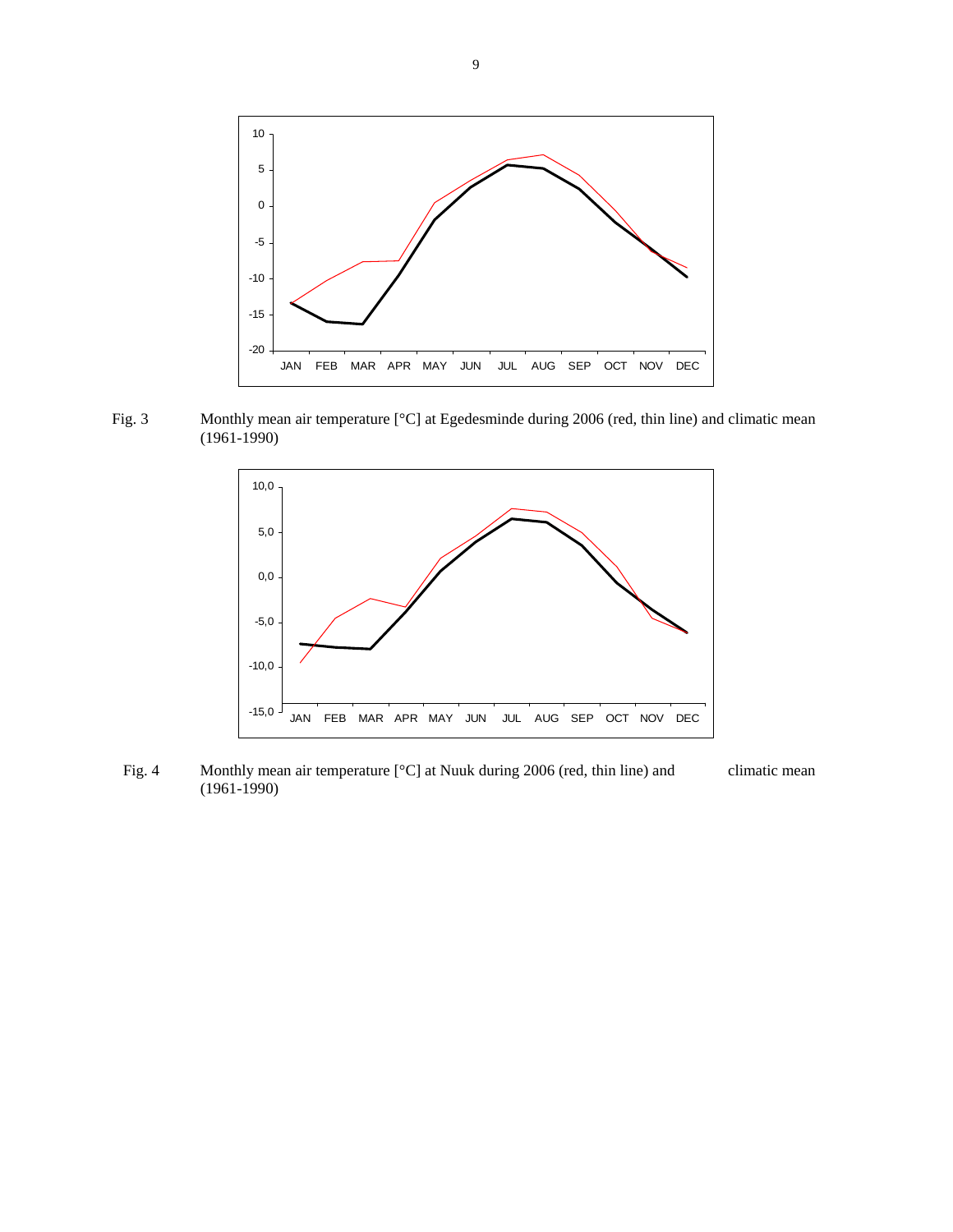Fig. 3 Monthly mean air temperature [°C] at Egedesminde during 2006 (red, thin line) and climatic mean (1961-1990)

Fig. 4 Monthly mean air temperature [°C] at Nuuk during 2006 (red, thin line) and climatic mean (1961-1990)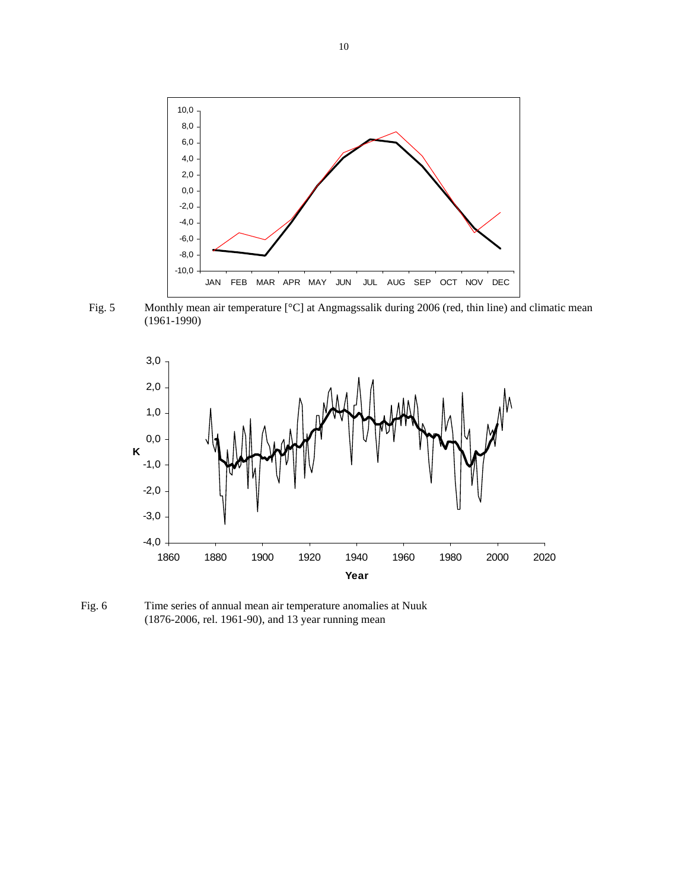Fig. 5 Monthly mean air temperature [°C] at Angmagssalik during 2006 (red, thin line) and climatic mean (1961-1990)

Fig. 6 Time series of annual mean air temperature anomalies at Nuuk (1876-2006, rel. 1961-90), and 13 year running mean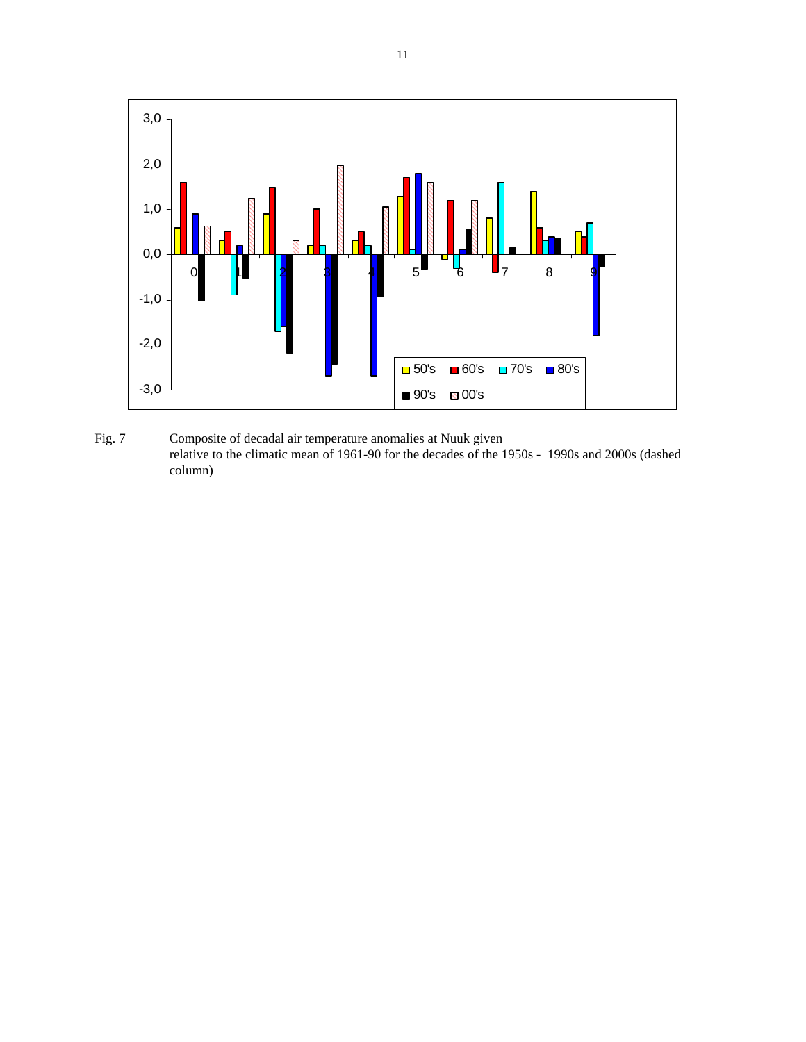Fig. 7 Composite of decadal air temperature anomalies at Nuuk given relative to the climatic mean of 1961-90 for the decades of the 1950s - 1990s and 2000s (dashed column)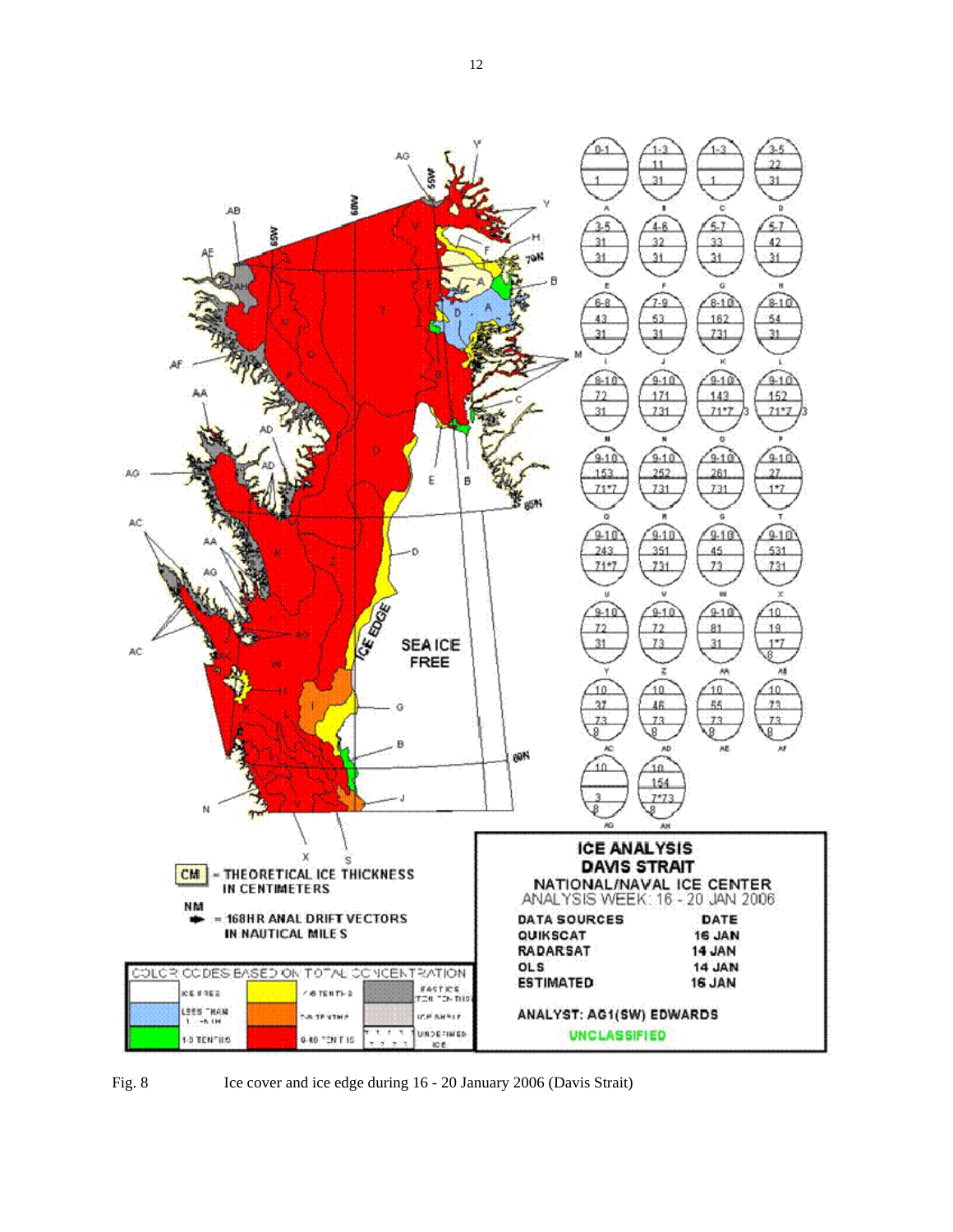Fig. 8 Ice cover and ice edge during 16 - 20 January 2006 (Davis Strait)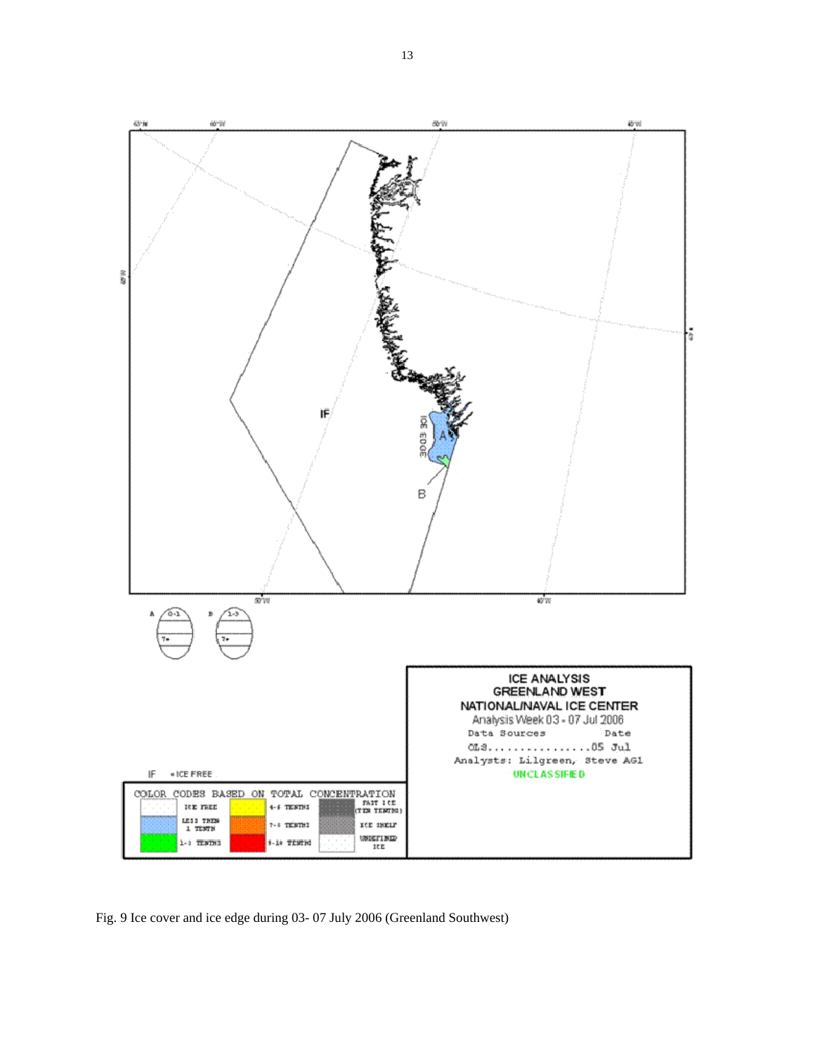Fig. 9 Ice cover and ice edge during 03- 07 July 2006 (Greenland Southwest)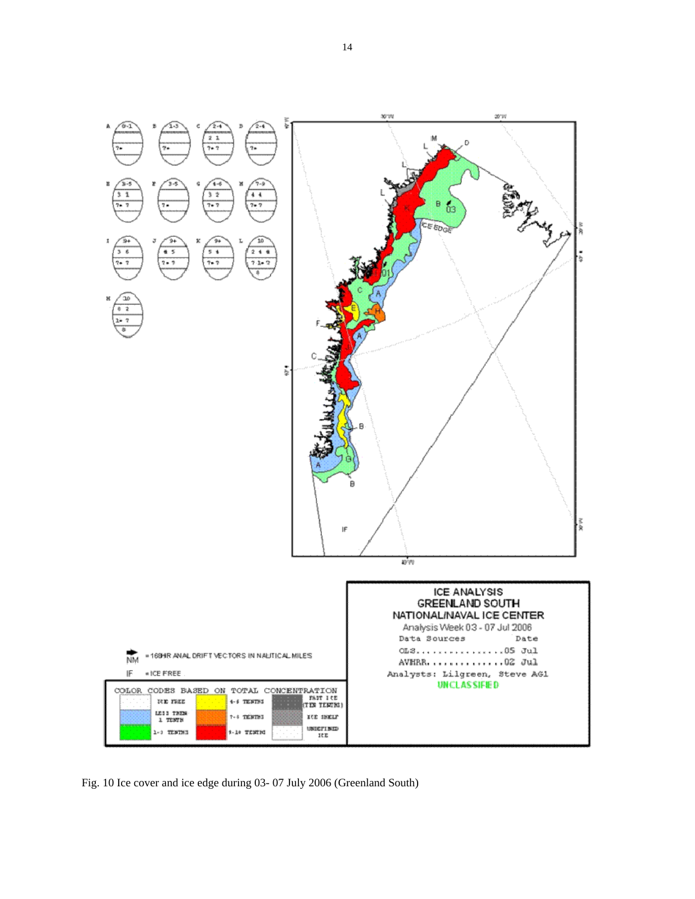Fig. 10 Ice cover and ice edge during 03- 07 July 2006 (Greenland South)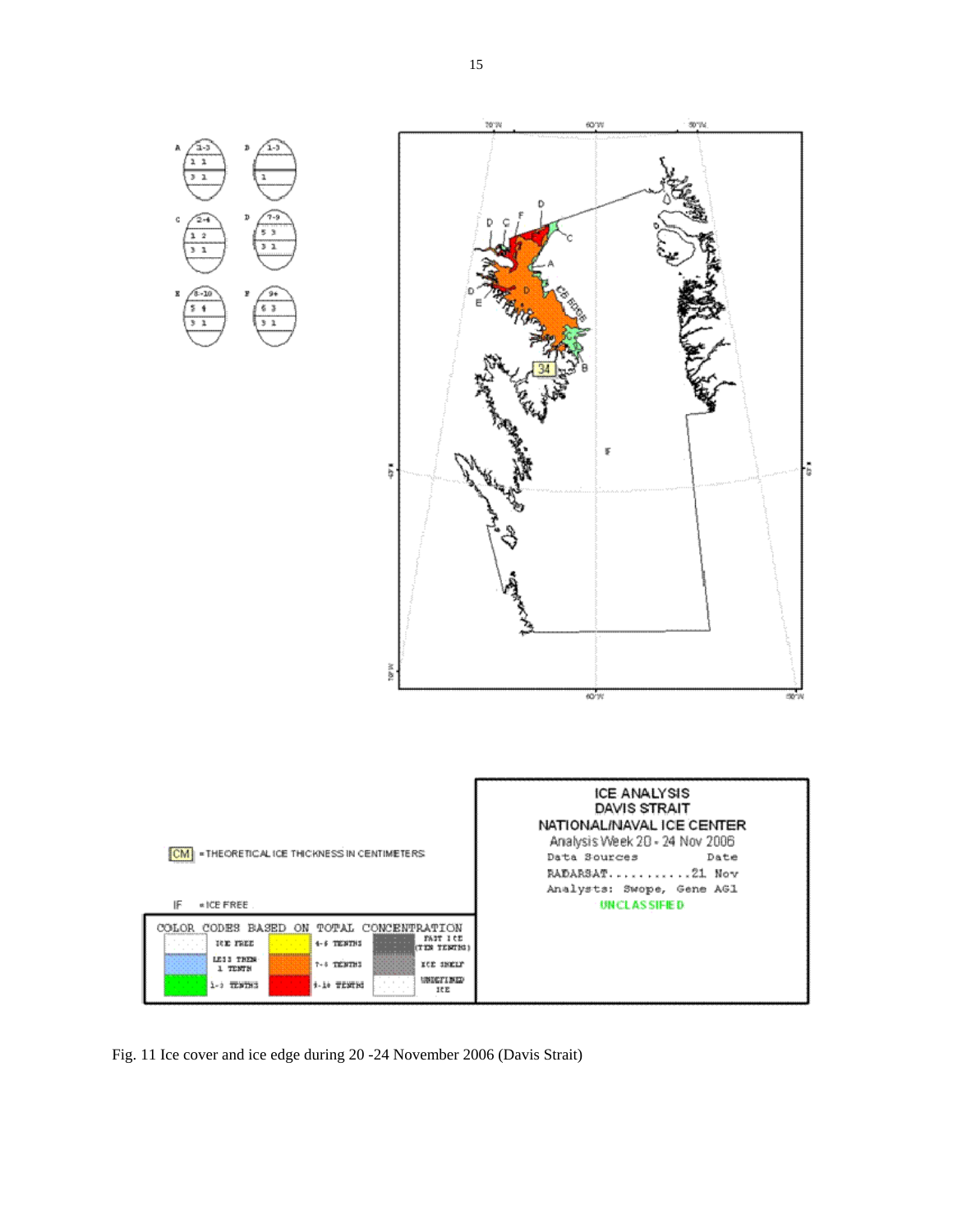Fig. 11 Ice cover and ice edge during 20 -24 November 2006 (Davis Strait)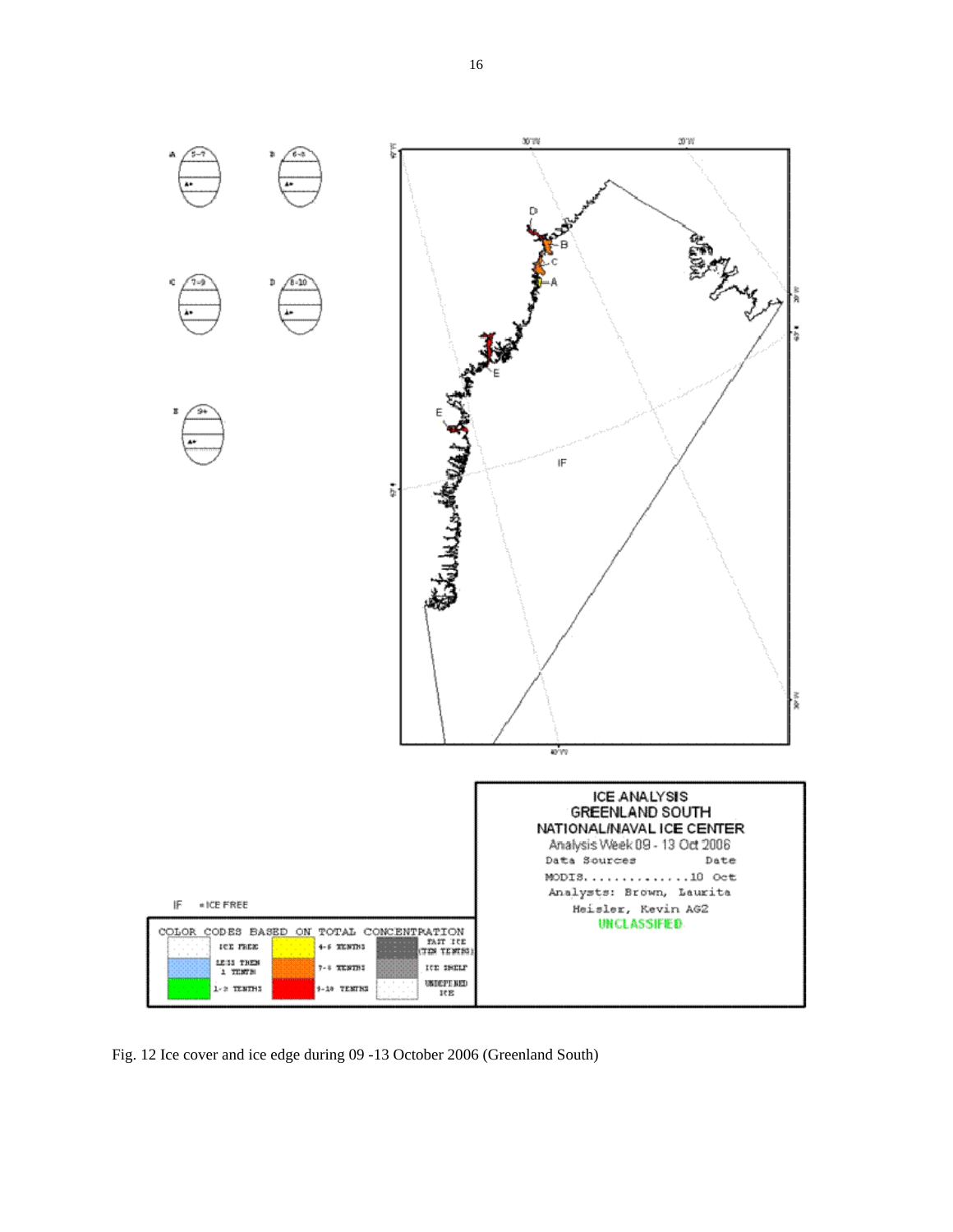Fig. 12 Ice cover and ice edge during 09 -13 October 2006 (Greenland South)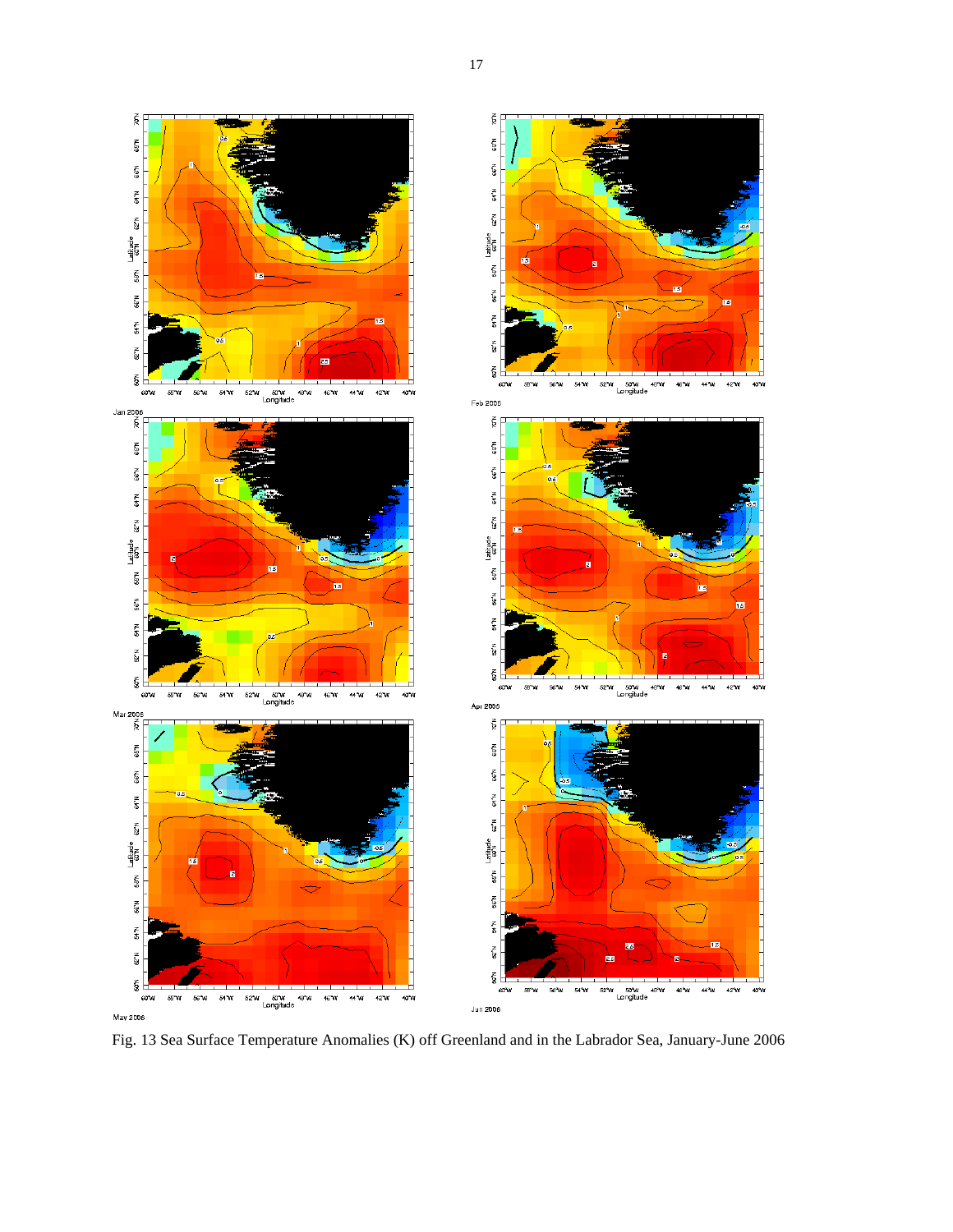Fig. 13 Sea Surface Temperature Anomalies (K) off Greenland and in the Labrador Sea, January-June 2006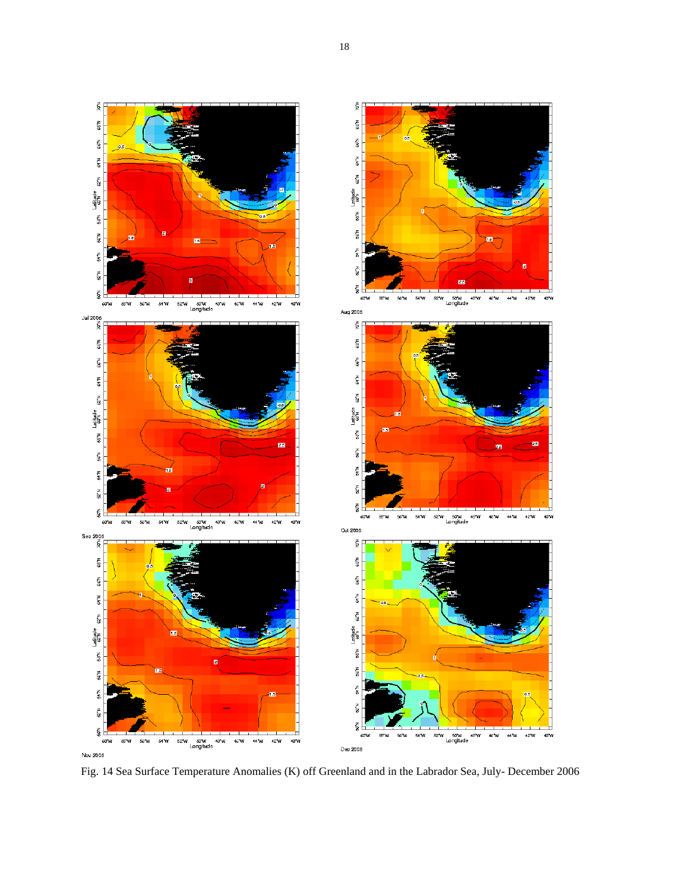Fig. 14 Sea Surface Temperature Anomalies (K) off Greenland and in the Labrador Sea, July- December 2006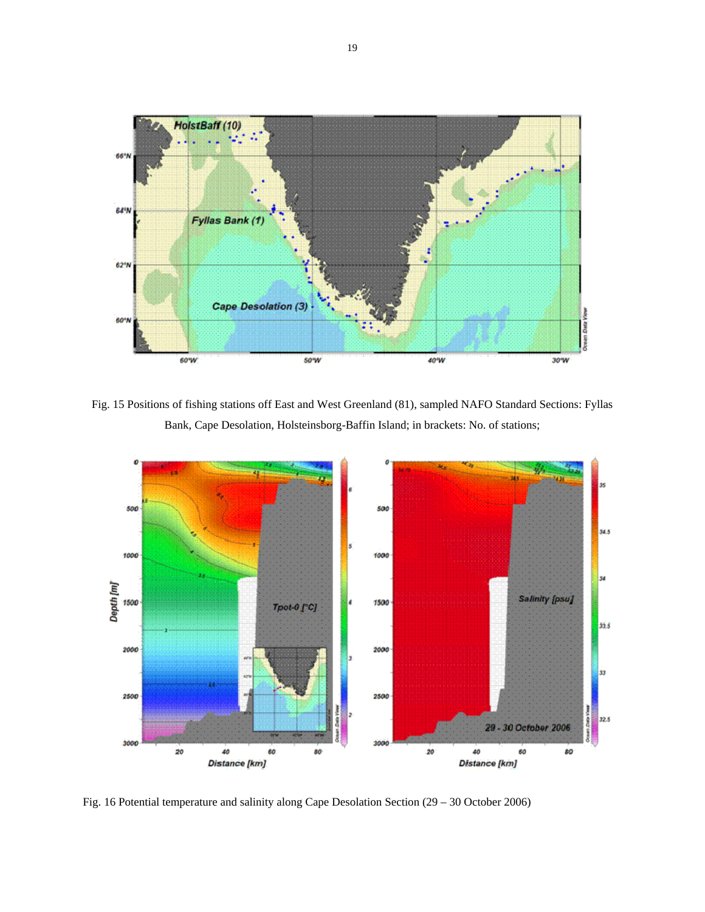Fig. 15 Positions of fishing stations off East and West Greenland (81), sampled NAFO Standard Sections: Fyllas Bank, Cape Desolation, Holsteinsborg-Baffin Island; in brackets: No. of stations;

Fig. 16 Potential temperature and salinity along Cape Desolation Section (29 – 30 October 2006)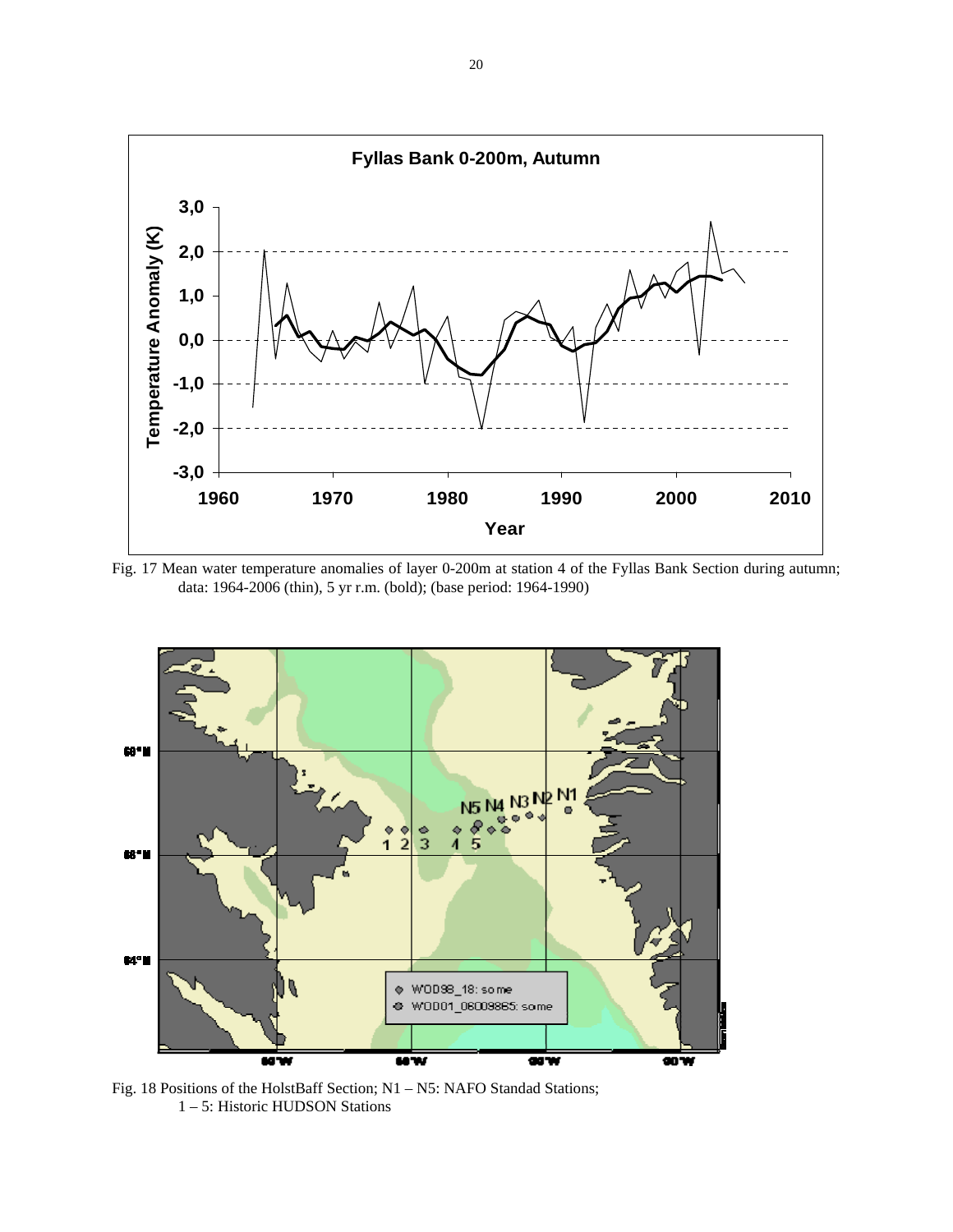Fig. 17 Mean water temperature anomalies of layer 0-200m at station 4 of the Fyllas Bank Section during autumn; data: 1964-2006 (thin), 5 yr r.m. (bold); (base period: 1964-1990)

Fig. 18 Positions of the HolstBaff Section; N1 – N5: NAFO Standad Stations; 1 – 5: Historic HUDSON Stations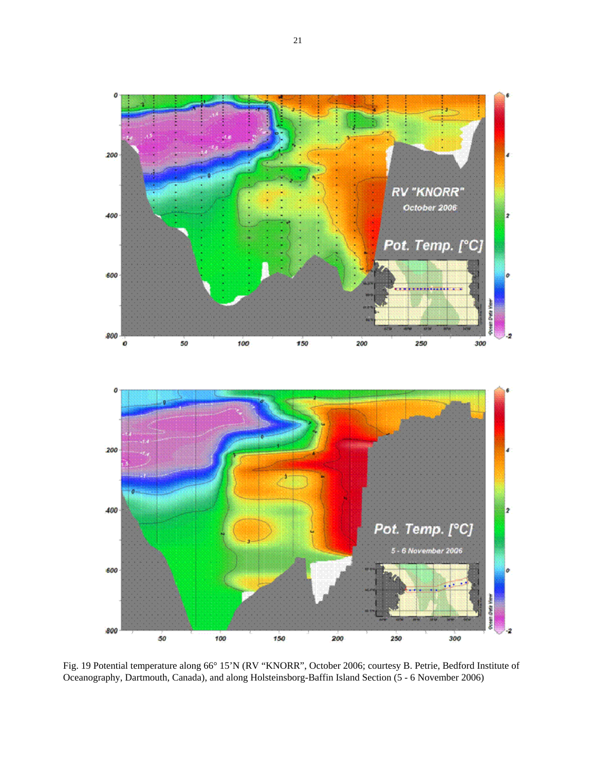Fig. 19 Potential temperature along 66° 15'N (RV "KNORR", October 2006; courtesy B. Petrie, Bedford Institute of Oceanography, Dartmouth, Canada), and along Holsteinsborg-Baffin Island Section (5 - 6 November 2006)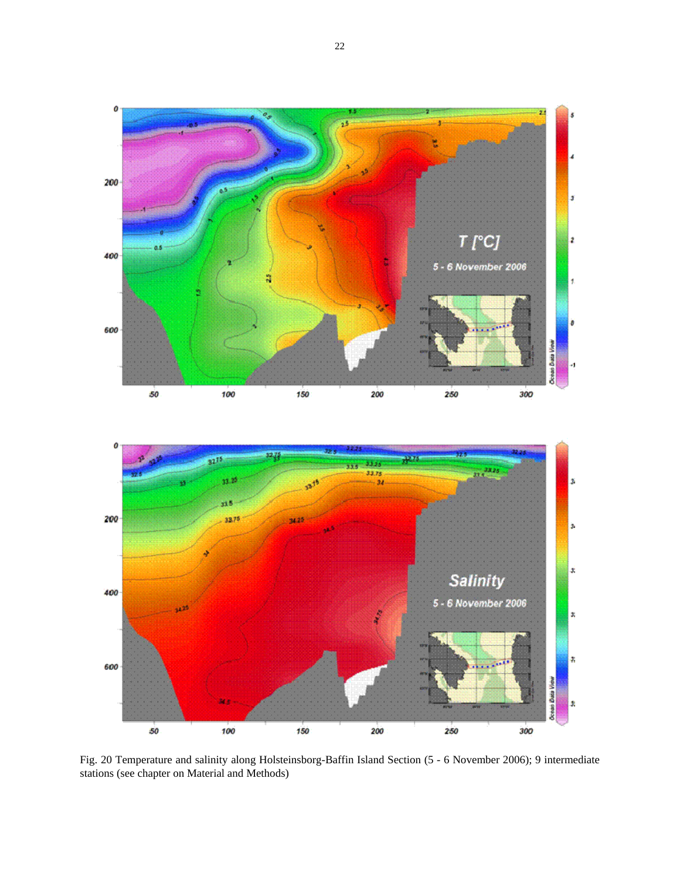Fig. 20 Temperature and salinity along Holsteinsborg-Baffin Island Section (5 - 6 November 2006); 9 intermediate stations (see chapter on Material and Methods)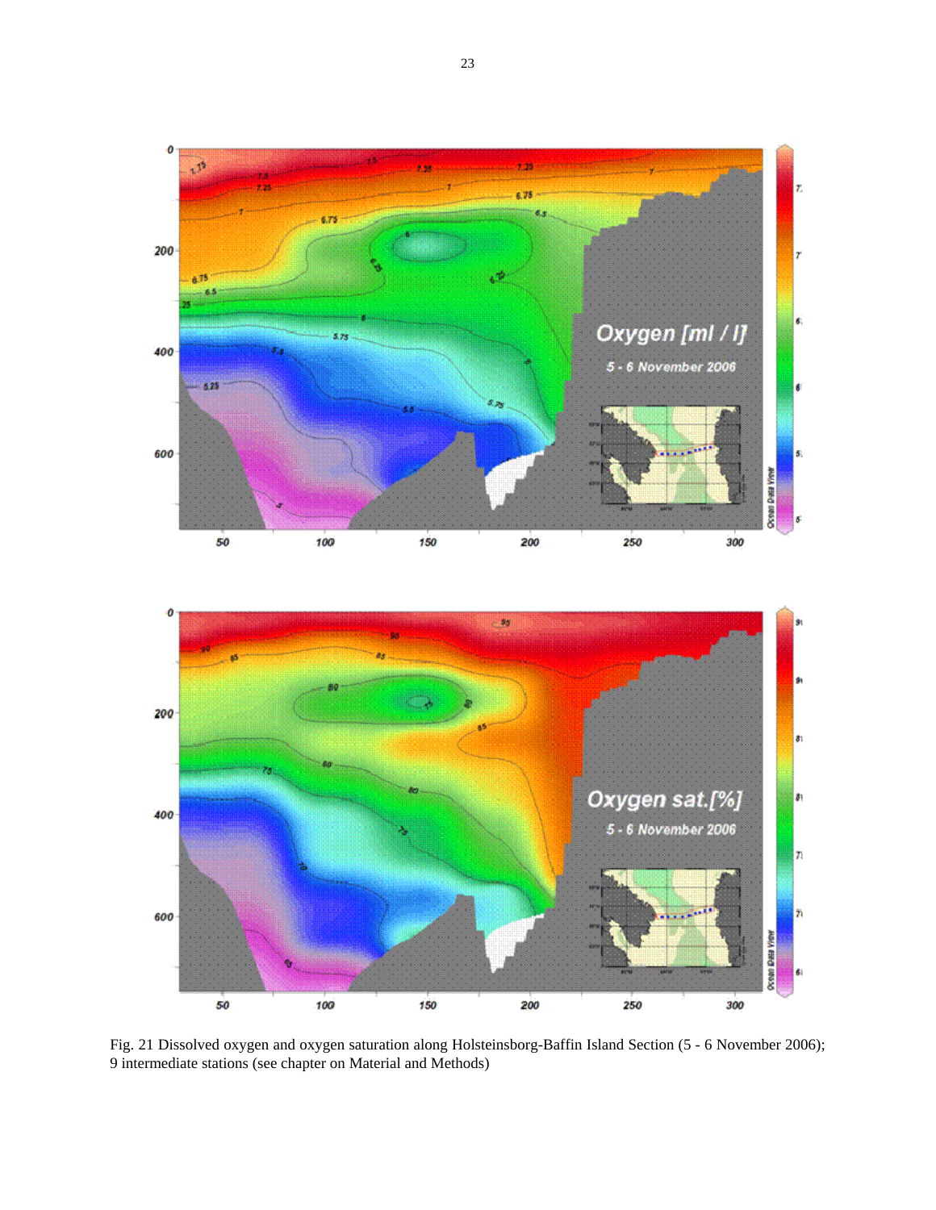Fig. 21 Dissolved oxygen and oxygen saturation along Holsteinsborg-Baffin Island Section (5 - 6 November 2006); 9 intermediate stations (see chapter on Material and Methods)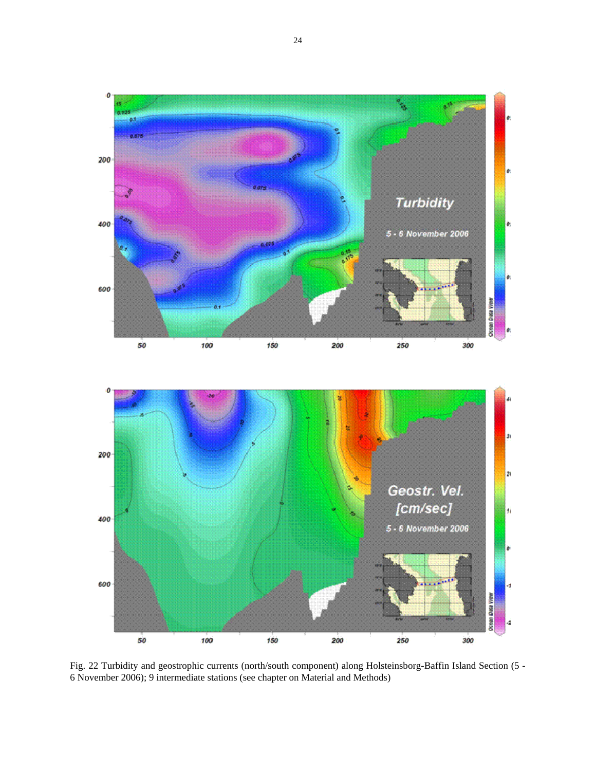Fig. 22 Turbidity and geostrophic currents (north/south component) along Holsteinsborg-Baffin Island Section (5 - 6 November 2006); 9 intermediate stations (see chapter on Material and Methods)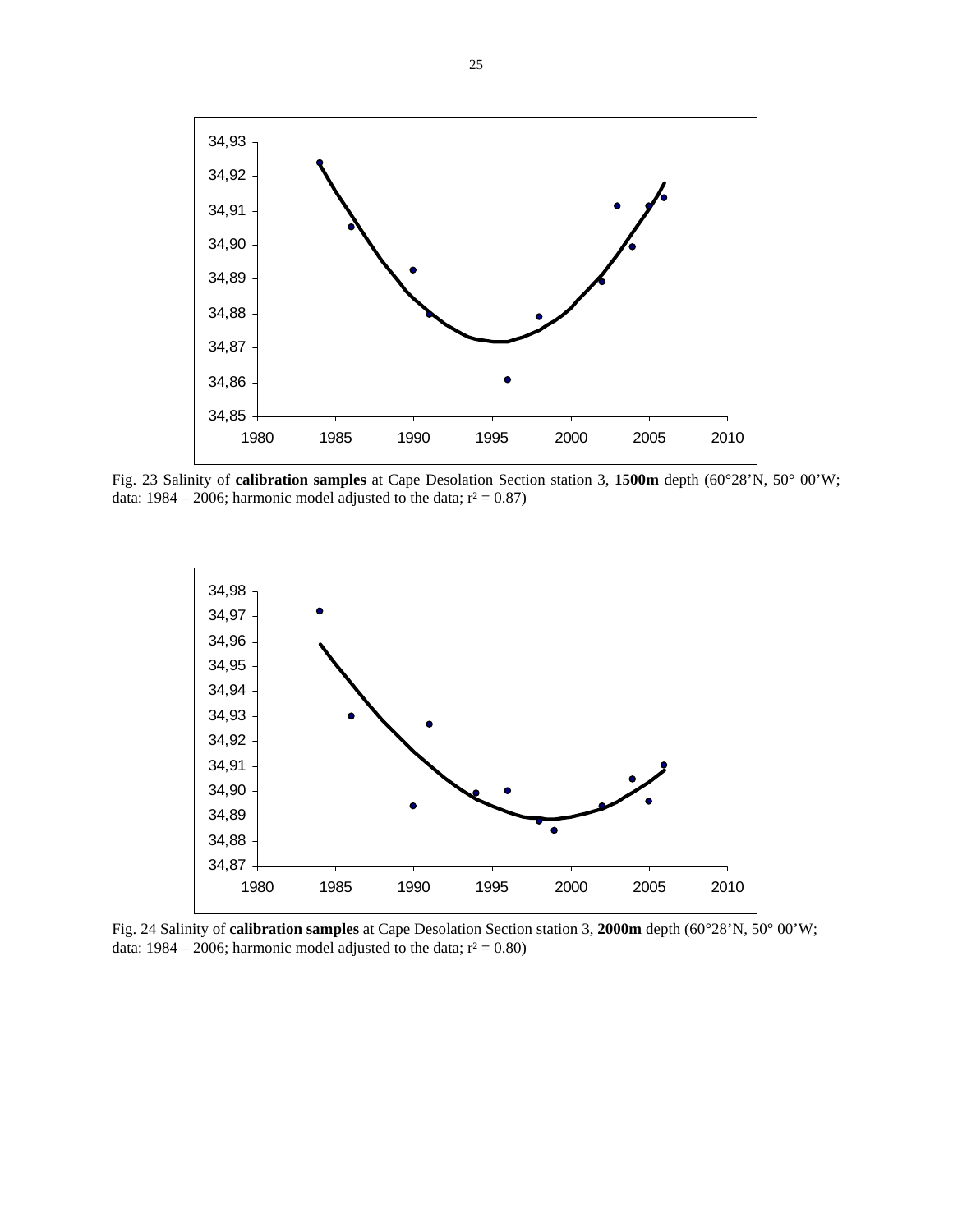Fig. 23 Salinity of **calibration samples** at Cape Desolation Section station 3, **1500m** depth (60°28'N, 50° 00'W; data: 1984 – 2006; harmonic model adjusted to the data; $r^2 = 0.87$)

Fig. 24 Salinity of **calibration samples** at Cape Desolation Section station 3, **2000m** depth (60°28'N, 50° 00'W; data: 1984 – 2006; harmonic model adjusted to the data; $r^2 = 0.80$)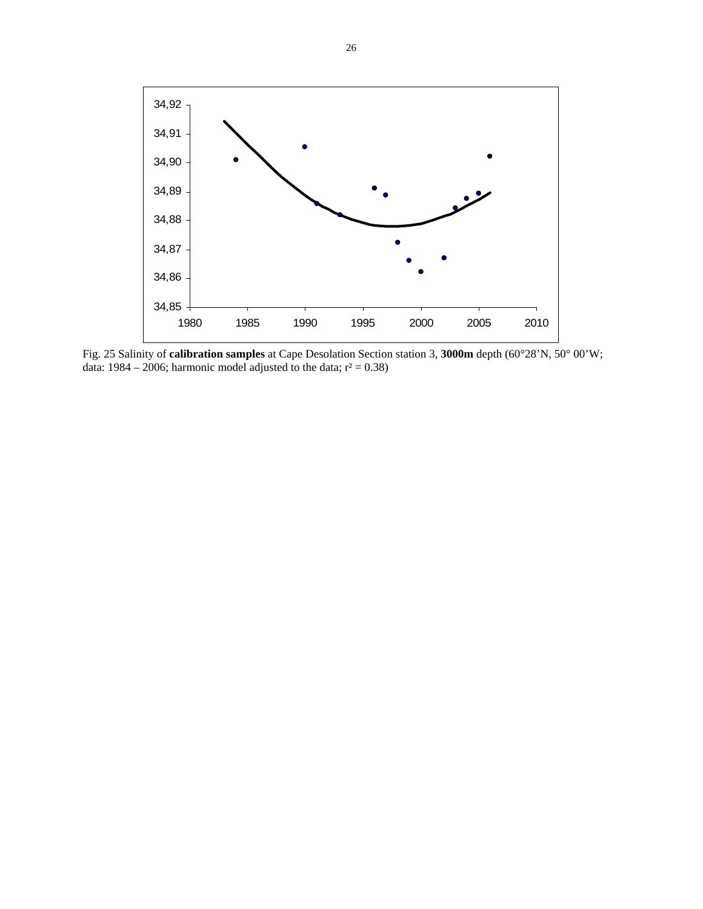34,92
34,91
34,90
34,89
34,88
34,87
34,86
34,85

1980 1985 1990 1995 2000 2005 2010

Fig. 25 Salinity of **calibration samples** at Cape Desolation Section station 3, **3000m** depth (60°28'N, 50° 00'W; data: 1984 – 2006; harmonic model adjusted to the data; $r^2 = 0.38$)